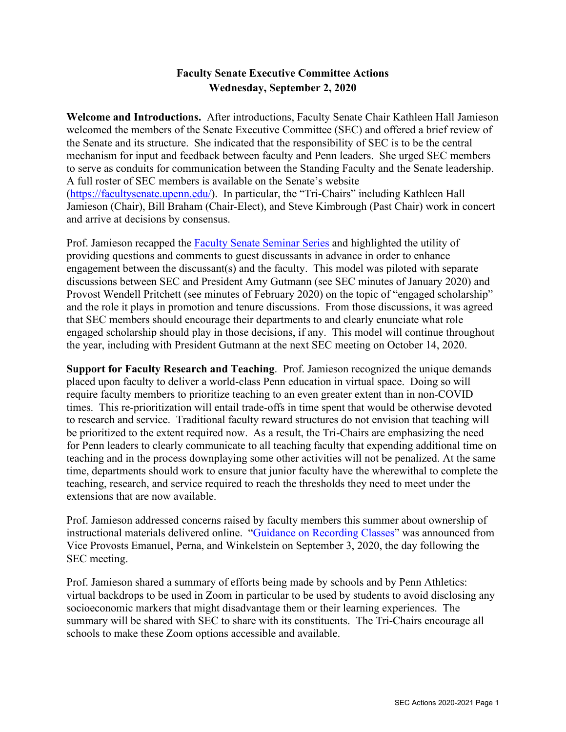# Faculty Senate Executive Committee Actions
## Wednesday, September 2, 2020

**Welcome and Introductions.** After introductions, Faculty Senate Chair Kathleen Hall Jamieson welcomed the members of the Senate Executive Committee (SEC) and offered a brief review of the Senate and its structure. She indicated that the responsibility of SEC is to be the central mechanism for input and feedback between faculty and Penn leaders. She urged SEC members to serve as conduits for communication between the Standing Faculty and the Senate leadership. A full roster of SEC members is available on the Senate's website (https://facultysenate.upenn.edu/). In particular, the "Tri-Chairs" including Kathleen Hall Jamieson (Chair), Bill Braham (Chair-Elect), and Steve Kimbrough (Past Chair) work in concert and arrive at decisions by consensus.

Prof. Jamieson recapped the Faculty Senate Seminar Series and highlighted the utility of providing questions and comments to guest discussants in advance in order to enhance engagement between the discussant(s) and the faculty. This model was piloted with separate discussions between SEC and President Amy Gutmann (see SEC minutes of January 2020) and Provost Wendell Pritchett (see minutes of February 2020) on the topic of "engaged scholarship" and the role it plays in promotion and tenure discussions. From those discussions, it was agreed that SEC members should encourage their departments to and clearly enunciate what role engaged scholarship should play in those decisions, if any. This model will continue throughout the year, including with President Gutmann at the next SEC meeting on October 14, 2020.

**Support for Faculty Research and Teaching**. Prof. Jamieson recognized the unique demands placed upon faculty to deliver a world-class Penn education in virtual space. Doing so will require faculty members to prioritize teaching to an even greater extent than in non-COVID times. This re-prioritization will entail trade-offs in time spent that would be otherwise devoted to research and service. Traditional faculty reward structures do not envision that teaching will be prioritized to the extent required now. As a result, the Tri-Chairs are emphasizing the need for Penn leaders to clearly communicate to all teaching faculty that expending additional time on teaching and in the process downplaying some other activities will not be penalized. At the same time, departments should work to ensure that junior faculty have the wherewithal to complete the teaching, research, and service required to reach the thresholds they need to meet under the extensions that are now available.

Prof. Jamieson addressed concerns raised by faculty members this summer about ownership of instructional materials delivered online. "Guidance on Recording Classes" was announced from Vice Provosts Emanuel, Perna, and Winkelstein on September 3, 2020, the day following the SEC meeting.

Prof. Jamieson shared a summary of efforts being made by schools and by Penn Athletics: virtual backdrops to be used in Zoom in particular to be used by students to avoid disclosing any socioeconomic markers that might disadvantage them or their learning experiences. The summary will be shared with SEC to share with its constituents. The Tri-Chairs encourage all schools to make these Zoom options accessible and available.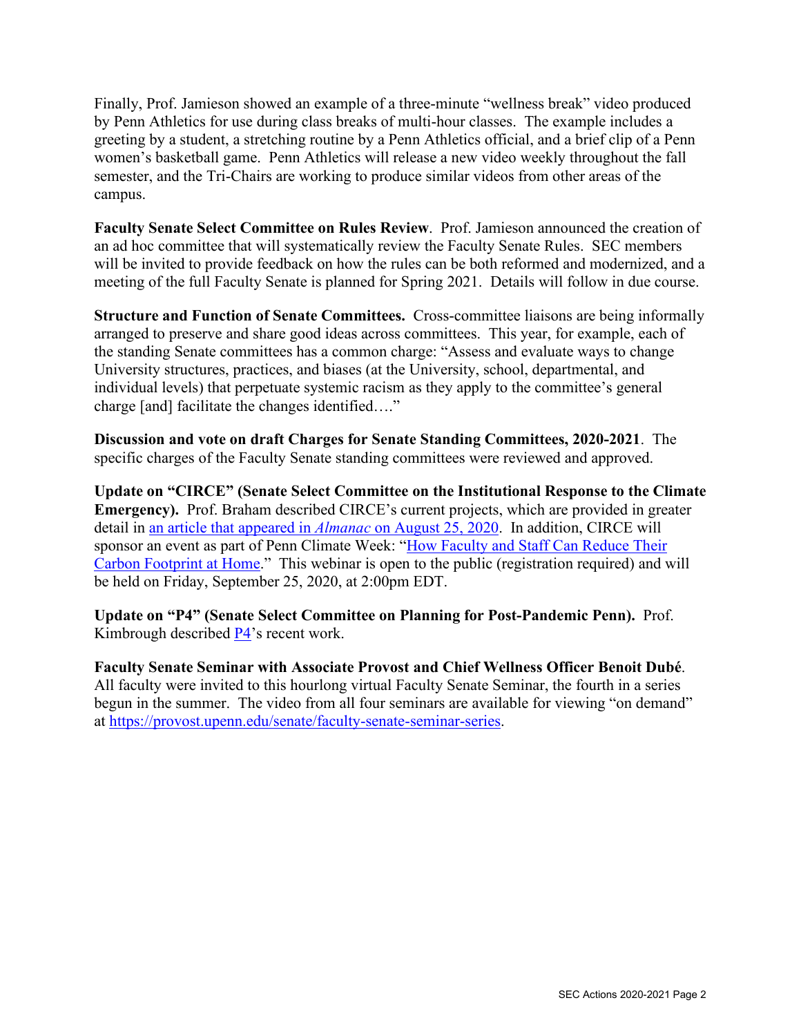Finally, Prof. Jamieson showed an example of a three-minute "wellness break" video produced by Penn Athletics for use during class breaks of multi-hour classes. The example includes a greeting by a student, a stretching routine by a Penn Athletics official, and a brief clip of a Penn women's basketball game. Penn Athletics will release a new video weekly throughout the fall semester, and the Tri-Chairs are working to produce similar videos from other areas of the campus.

**Faculty Senate Select Committee on Rules Review**. Prof. Jamieson announced the creation of an ad hoc committee that will systematically review the Faculty Senate Rules. SEC members will be invited to provide feedback on how the rules can be both reformed and modernized, and a meeting of the full Faculty Senate is planned for Spring 2021. Details will follow in due course.

**Structure and Function of Senate Committees.** Cross-committee liaisons are being informally arranged to preserve and share good ideas across committees. This year, for example, each of the standing Senate committees has a common charge: "Assess and evaluate ways to change University structures, practices, and biases (at the University, school, departmental, and individual levels) that perpetuate systemic racism as they apply to the committee's general charge [and] facilitate the changes identified…."

**Discussion and vote on draft Charges for Senate Standing Committees, 2020-2021**. The specific charges of the Faculty Senate standing committees were reviewed and approved.

**Update on "CIRCE" (Senate Select Committee on the Institutional Response to the Climate Emergency).** Prof. Braham described CIRCE's current projects, which are provided in greater detail in an article that appeared in *Almanac* on August 25, 2020. In addition, CIRCE will sponsor an event as part of Penn Climate Week: "How Faculty and Staff Can Reduce Their Carbon Footprint at Home." This webinar is open to the public (registration required) and will be held on Friday, September 25, 2020, at 2:00pm EDT.

**Update on "P4" (Senate Select Committee on Planning for Post-Pandemic Penn).** Prof. Kimbrough described P4's recent work.

**Faculty Senate Seminar with Associate Provost and Chief Wellness Officer Benoit Dubé**. All faculty were invited to this hourlong virtual Faculty Senate Seminar, the fourth in a series begun in the summer. The video from all four seminars are available for viewing "on demand" at https://provost.upenn.edu/senate/faculty-senate-seminar-series.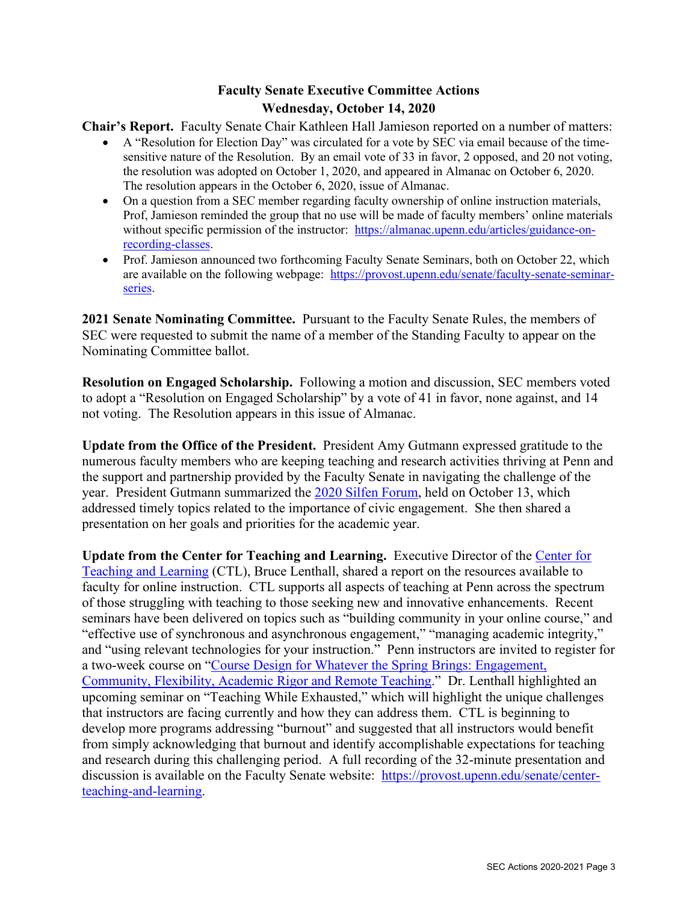## Faculty Senate Executive Committee Actions
## Wednesday, October 14, 2020

**Chair's Report.** Faculty Senate Chair Kathleen Hall Jamieson reported on a number of matters:

- A "Resolution for Election Day" was circulated for a vote by SEC via email because of the time-sensitive nature of the Resolution. By an email vote of 33 in favor, 2 opposed, and 20 not voting, the resolution was adopted on October 1, 2020, and appeared in Almanac on October 6, 2020. The resolution appears in the October 6, 2020, issue of Almanac.
- On a question from a SEC member regarding faculty ownership of online instruction materials, Prof, Jamieson reminded the group that no use will be made of faculty members' online materials without specific permission of the instructor: [https://almanac.upenn.edu/articles/guidance-on-recording-classes](https://almanac.upenn.edu/articles/guidance-on-recording-classes).
- Prof. Jamieson announced two forthcoming Faculty Senate Seminars, both on October 22, which are available on the following webpage: [https://provost.upenn.edu/senate/faculty-senate-seminar-series](https://provost.upenn.edu/senate/faculty-senate-seminar-series).

**2021 Senate Nominating Committee.** Pursuant to the Faculty Senate Rules, the members of SEC were requested to submit the name of a member of the Standing Faculty to appear on the Nominating Committee ballot.

**Resolution on Engaged Scholarship.** Following a motion and discussion, SEC members voted to adopt a "Resolution on Engaged Scholarship" by a vote of 41 in favor, none against, and 14 not voting. The Resolution appears in this issue of Almanac.

**Update from the Office of the President.** President Amy Gutmann expressed gratitude to the numerous faculty members who are keeping teaching and research activities thriving at Penn and the support and partnership provided by the Faculty Senate in navigating the challenge of the year. President Gutmann summarized the 2020 Silfen Forum, held on October 13, which addressed timely topics related to the importance of civic engagement. She then shared a presentation on her goals and priorities for the academic year.

**Update from the Center for Teaching and Learning.** Executive Director of the Center for Teaching and Learning (CTL), Bruce Lenthall, shared a report on the resources available to faculty for online instruction. CTL supports all aspects of teaching at Penn across the spectrum of those struggling with teaching to those seeking new and innovative enhancements. Recent seminars have been delivered on topics such as "building community in your online course," and "effective use of synchronous and asynchronous engagement," "managing academic integrity," and "using relevant technologies for your instruction." Penn instructors are invited to register for a two-week course on "Course Design for Whatever the Spring Brings: Engagement, Community, Flexibility, Academic Rigor and Remote Teaching." Dr. Lenthall highlighted an upcoming seminar on "Teaching While Exhausted," which will highlight the unique challenges that instructors are facing currently and how they can address them. CTL is beginning to develop more programs addressing "burnout" and suggested that all instructors would benefit from simply acknowledging that burnout and identify accomplishable expectations for teaching and research during this challenging period. A full recording of the 32-minute presentation and discussion is available on the Faculty Senate website: [https://provost.upenn.edu/senate/center-teaching-and-learning](https://provost.upenn.edu/senate/center-teaching-and-learning).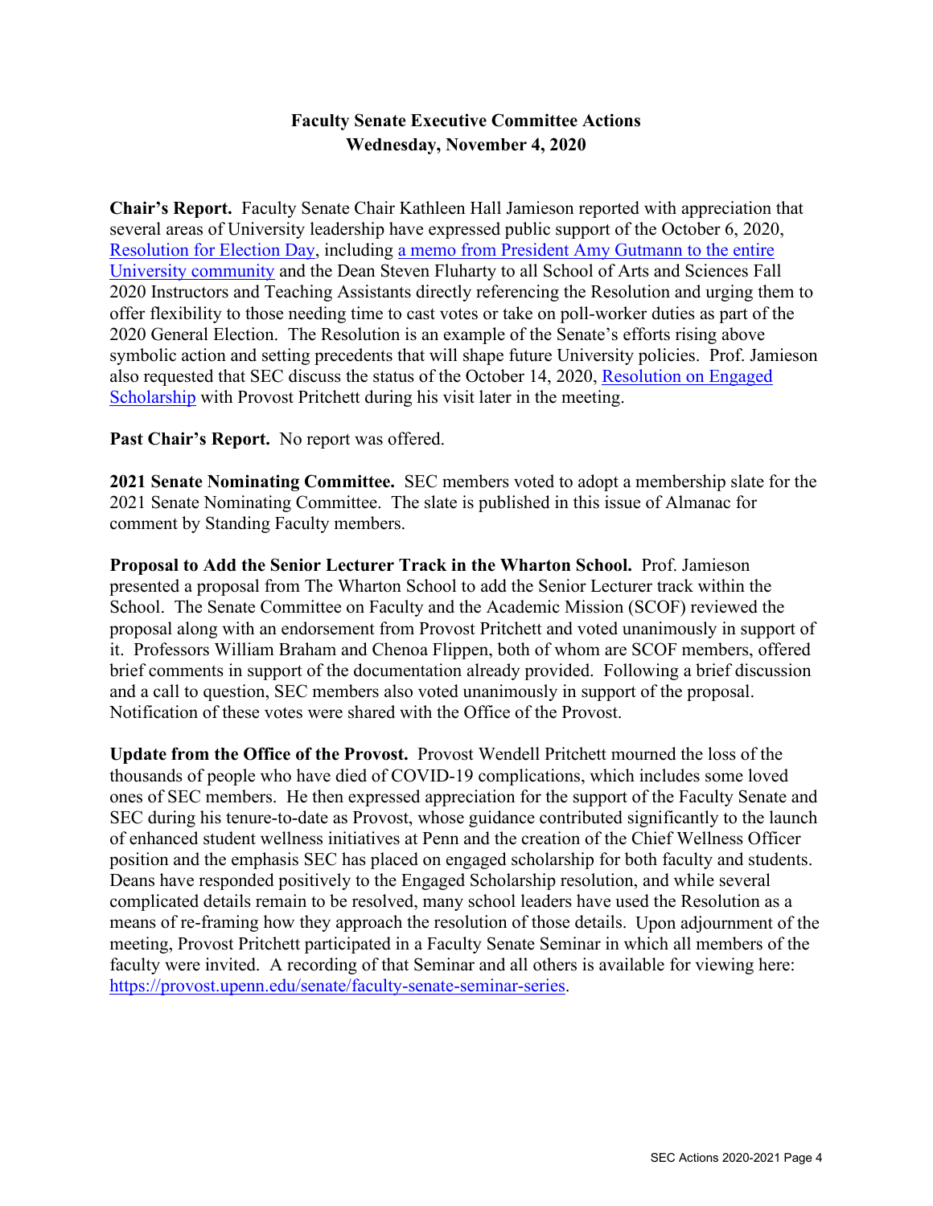## Faculty Senate Executive Committee Actions
## Wednesday, November 4, 2020

**Chair's Report.** Faculty Senate Chair Kathleen Hall Jamieson reported with appreciation that several areas of University leadership have expressed public support of the October 6, 2020, [Resolution for Election Day](), including [a memo from President Amy Gutmann to the entire University community]() and the Dean Steven Fluharty to all School of Arts and Sciences Fall 2020 Instructors and Teaching Assistants directly referencing the Resolution and urging them to offer flexibility to those needing time to cast votes or take on poll-worker duties as part of the 2020 General Election. The Resolution is an example of the Senate's efforts rising above symbolic action and setting precedents that will shape future University policies. Prof. Jamieson also requested that SEC discuss the status of the October 14, 2020, [Resolution on Engaged Scholarship]() with Provost Pritchett during his visit later in the meeting.

**Past Chair's Report.** No report was offered.

**2021 Senate Nominating Committee.** SEC members voted to adopt a membership slate for the 2021 Senate Nominating Committee. The slate is published in this issue of Almanac for comment by Standing Faculty members.

**Proposal to Add the Senior Lecturer Track in the Wharton School.** Prof. Jamieson presented a proposal from The Wharton School to add the Senior Lecturer track within the School. The Senate Committee on Faculty and the Academic Mission (SCOF) reviewed the proposal along with an endorsement from Provost Pritchett and voted unanimously in support of it. Professors William Braham and Chenoa Flippen, both of whom are SCOF members, offered brief comments in support of the documentation already provided. Following a brief discussion and a call to question, SEC members also voted unanimously in support of the proposal. Notification of these votes were shared with the Office of the Provost.

**Update from the Office of the Provost.** Provost Wendell Pritchett mourned the loss of the thousands of people who have died of COVID-19 complications, which includes some loved ones of SEC members. He then expressed appreciation for the support of the Faculty Senate and SEC during his tenure-to-date as Provost, whose guidance contributed significantly to the launch of enhanced student wellness initiatives at Penn and the creation of the Chief Wellness Officer position and the emphasis SEC has placed on engaged scholarship for both faculty and students. Deans have responded positively to the Engaged Scholarship resolution, and while several complicated details remain to be resolved, many school leaders have used the Resolution as a means of re-framing how they approach the resolution of those details. Upon adjournment of the meeting, Provost Pritchett participated in a Faculty Senate Seminar in which all members of the faculty were invited. A recording of that Seminar and all others is available for viewing here: [https://provost.upenn.edu/senate/faculty-senate-seminar-series](https://provost.upenn.edu/senate/faculty-senate-seminar-series).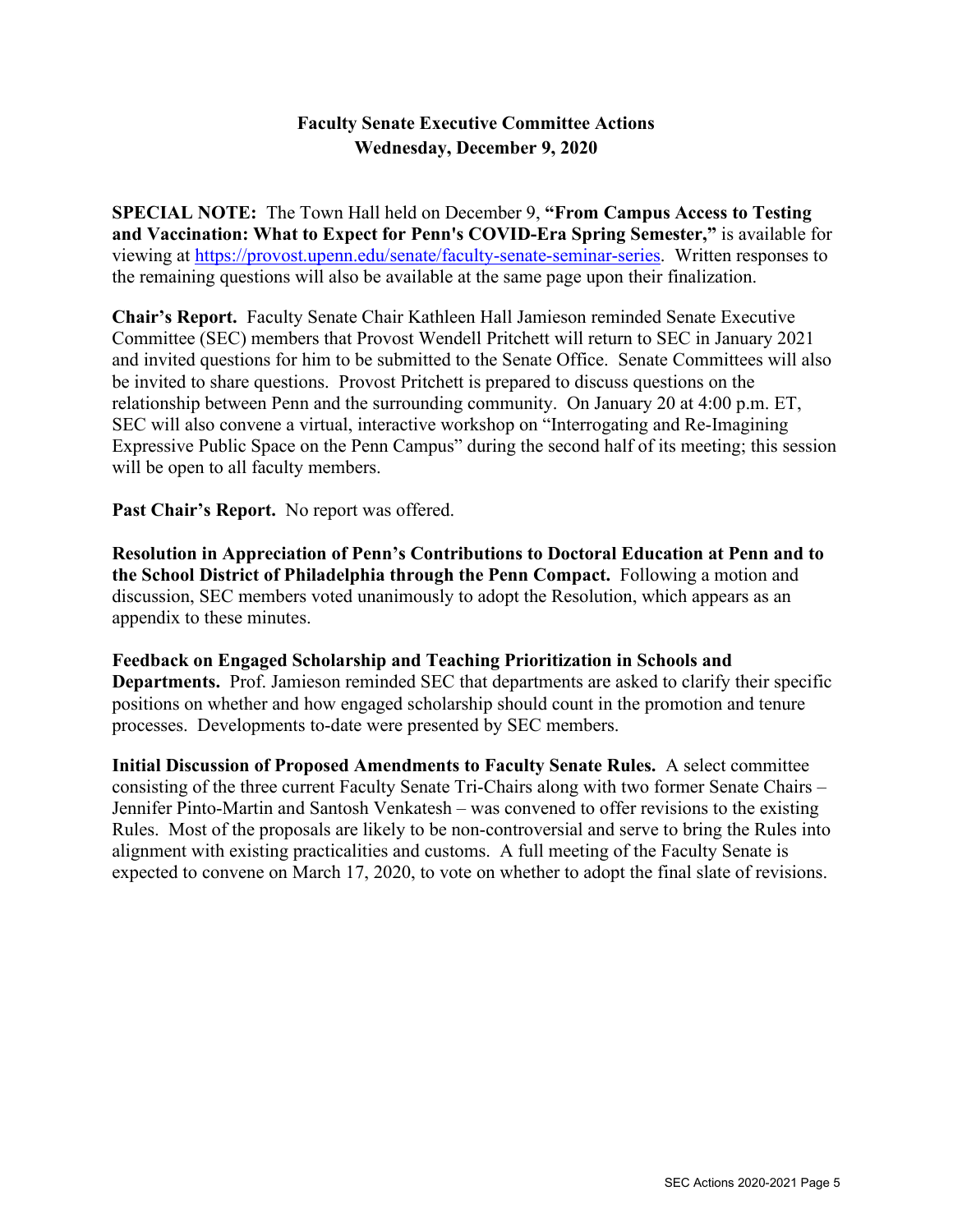**Faculty Senate Executive Committee Actions**
**Wednesday, December 9, 2020**

**SPECIAL NOTE:** The Town Hall held on December 9, **"From Campus Access to Testing and Vaccination: What to Expect for Penn's COVID-Era Spring Semester,"** is available for viewing at https://provost.upenn.edu/senate/faculty-senate-seminar-series. Written responses to the remaining questions will also be available at the same page upon their finalization.

**Chair's Report.** Faculty Senate Chair Kathleen Hall Jamieson reminded Senate Executive Committee (SEC) members that Provost Wendell Pritchett will return to SEC in January 2021 and invited questions for him to be submitted to the Senate Office. Senate Committees will also be invited to share questions. Provost Pritchett is prepared to discuss questions on the relationship between Penn and the surrounding community. On January 20 at 4:00 p.m. ET, SEC will also convene a virtual, interactive workshop on "Interrogating and Re-Imagining Expressive Public Space on the Penn Campus" during the second half of its meeting; this session will be open to all faculty members.

**Past Chair's Report.** No report was offered.

**Resolution in Appreciation of Penn's Contributions to Doctoral Education at Penn and to the School District of Philadelphia through the Penn Compact.** Following a motion and discussion, SEC members voted unanimously to adopt the Resolution, which appears as an appendix to these minutes.

**Feedback on Engaged Scholarship and Teaching Prioritization in Schools and Departments.** Prof. Jamieson reminded SEC that departments are asked to clarify their specific positions on whether and how engaged scholarship should count in the promotion and tenure processes. Developments to-date were presented by SEC members.

**Initial Discussion of Proposed Amendments to Faculty Senate Rules.** A select committee consisting of the three current Faculty Senate Tri-Chairs along with two former Senate Chairs – Jennifer Pinto-Martin and Santosh Venkatesh – was convened to offer revisions to the existing Rules. Most of the proposals are likely to be non-controversial and serve to bring the Rules into alignment with existing practicalities and customs. A full meeting of the Faculty Senate is expected to convene on March 17, 2020, to vote on whether to adopt the final slate of revisions.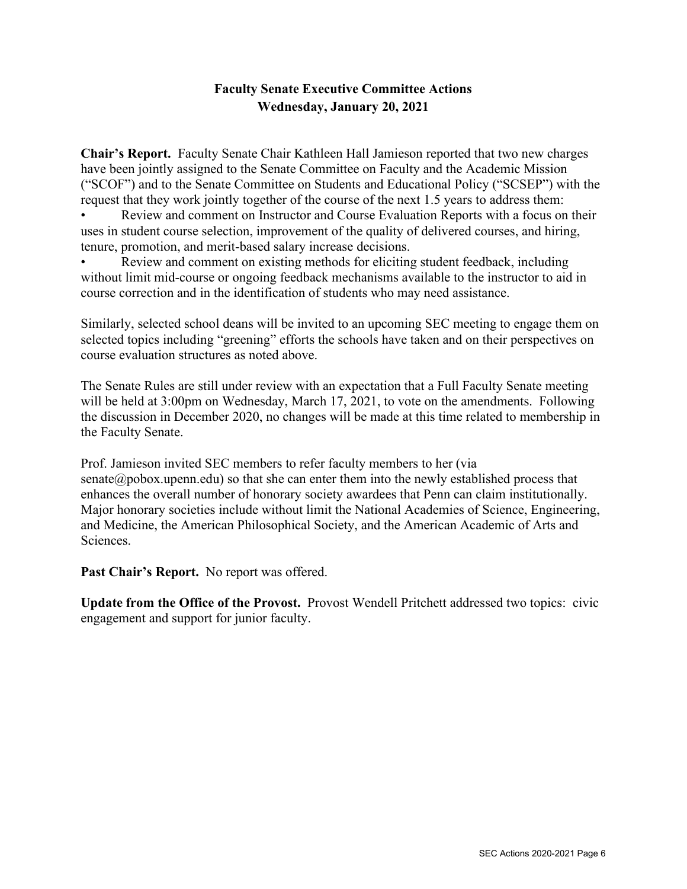**Faculty Senate Executive Committee Actions**
**Wednesday, January 20, 2021**

**Chair's Report.** Faculty Senate Chair Kathleen Hall Jamieson reported that two new charges have been jointly assigned to the Senate Committee on Faculty and the Academic Mission ("SCOF") and to the Senate Committee on Students and Educational Policy ("SCSEP") with the request that they work jointly together of the course of the next 1.5 years to address them:

- Review and comment on Instructor and Course Evaluation Reports with a focus on their uses in student course selection, improvement of the quality of delivered courses, and hiring, tenure, promotion, and merit-based salary increase decisions.
- Review and comment on existing methods for eliciting student feedback, including without limit mid-course or ongoing feedback mechanisms available to the instructor to aid in course correction and in the identification of students who may need assistance.

Similarly, selected school deans will be invited to an upcoming SEC meeting to engage them on selected topics including "greening" efforts the schools have taken and on their perspectives on course evaluation structures as noted above.

The Senate Rules are still under review with an expectation that a Full Faculty Senate meeting will be held at 3:00pm on Wednesday, March 17, 2021, to vote on the amendments. Following the discussion in December 2020, no changes will be made at this time related to membership in the Faculty Senate.

Prof. Jamieson invited SEC members to refer faculty members to her (via senate@pobox.upenn.edu) so that she can enter them into the newly established process that enhances the overall number of honorary society awardees that Penn can claim institutionally. Major honorary societies include without limit the National Academies of Science, Engineering, and Medicine, the American Philosophical Society, and the American Academic of Arts and Sciences.

**Past Chair's Report.** No report was offered.

**Update from the Office of the Provost.** Provost Wendell Pritchett addressed two topics: civic engagement and support for junior faculty.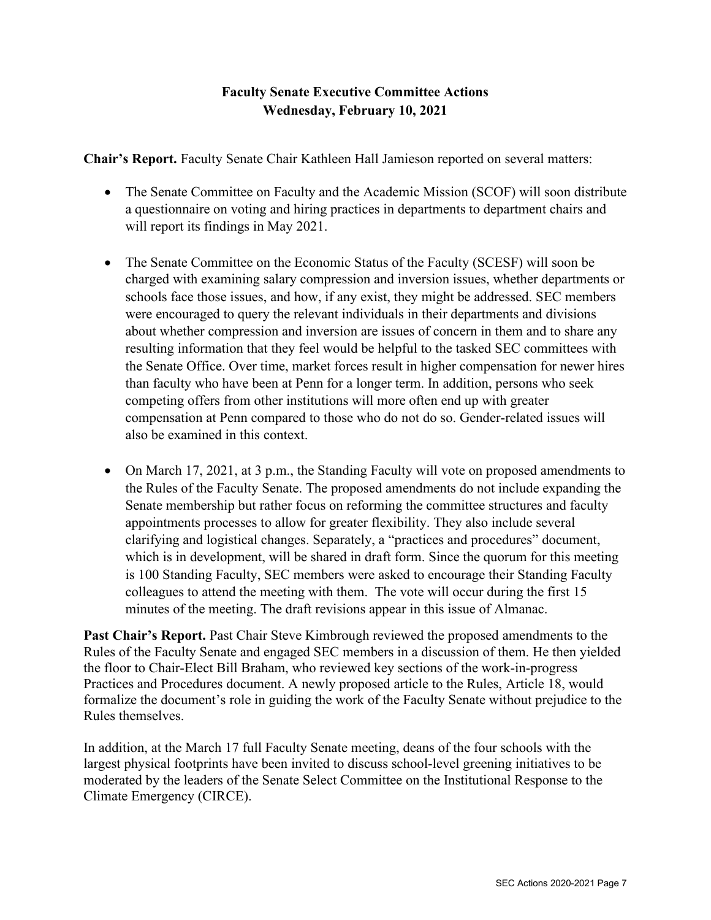**Faculty Senate Executive Committee Actions**
**Wednesday, February 10, 2021**

**Chair's Report.** Faculty Senate Chair Kathleen Hall Jamieson reported on several matters:

- The Senate Committee on Faculty and the Academic Mission (SCOF) will soon distribute a questionnaire on voting and hiring practices in departments to department chairs and will report its findings in May 2021.

- The Senate Committee on the Economic Status of the Faculty (SCESF) will soon be charged with examining salary compression and inversion issues, whether departments or schools face those issues, and how, if any exist, they might be addressed. SEC members were encouraged to query the relevant individuals in their departments and divisions about whether compression and inversion are issues of concern in them and to share any resulting information that they feel would be helpful to the tasked SEC committees with the Senate Office. Over time, market forces result in higher compensation for newer hires than faculty who have been at Penn for a longer term. In addition, persons who seek competing offers from other institutions will more often end up with greater compensation at Penn compared to those who do not do so. Gender-related issues will also be examined in this context.

- On March 17, 2021, at 3 p.m., the Standing Faculty will vote on proposed amendments to the Rules of the Faculty Senate. The proposed amendments do not include expanding the Senate membership but rather focus on reforming the committee structures and faculty appointments processes to allow for greater flexibility. They also include several clarifying and logistical changes. Separately, a "practices and procedures" document, which is in development, will be shared in draft form. Since the quorum for this meeting is 100 Standing Faculty, SEC members were asked to encourage their Standing Faculty colleagues to attend the meeting with them. The vote will occur during the first 15 minutes of the meeting. The draft revisions appear in this issue of Almanac.

**Past Chair's Report.** Past Chair Steve Kimbrough reviewed the proposed amendments to the Rules of the Faculty Senate and engaged SEC members in a discussion of them. He then yielded the floor to Chair-Elect Bill Braham, who reviewed key sections of the work-in-progress Practices and Procedures document. A newly proposed article to the Rules, Article 18, would formalize the document's role in guiding the work of the Faculty Senate without prejudice to the Rules themselves.

In addition, at the March 17 full Faculty Senate meeting, deans of the four schools with the largest physical footprints have been invited to discuss school-level greening initiatives to be moderated by the leaders of the Senate Select Committee on the Institutional Response to the Climate Emergency (CIRCE).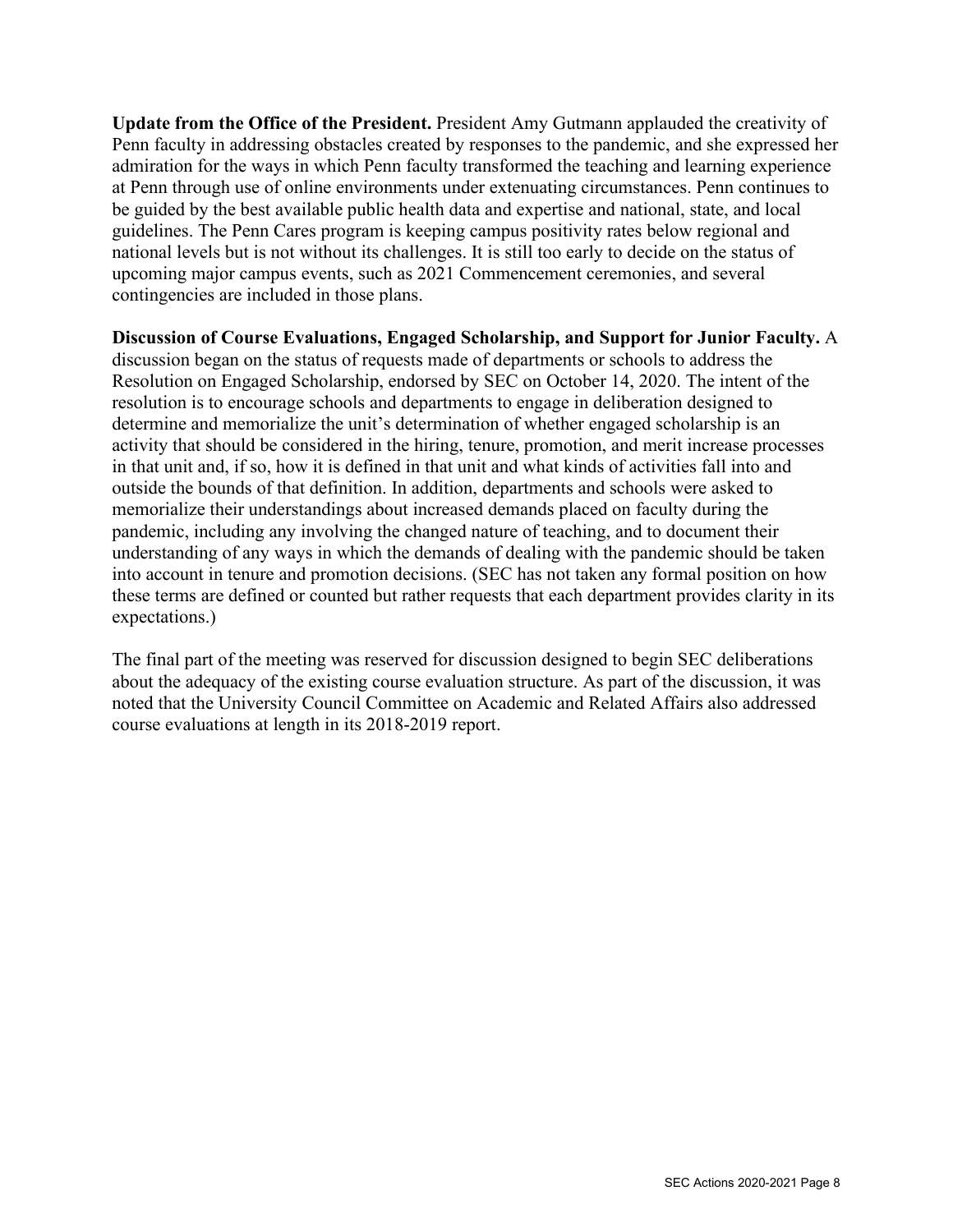**Update from the Office of the President.** President Amy Gutmann applauded the creativity of Penn faculty in addressing obstacles created by responses to the pandemic, and she expressed her admiration for the ways in which Penn faculty transformed the teaching and learning experience at Penn through use of online environments under extenuating circumstances. Penn continues to be guided by the best available public health data and expertise and national, state, and local guidelines. The Penn Cares program is keeping campus positivity rates below regional and national levels but is not without its challenges. It is still too early to decide on the status of upcoming major campus events, such as 2021 Commencement ceremonies, and several contingencies are included in those plans.

**Discussion of Course Evaluations, Engaged Scholarship, and Support for Junior Faculty.** A discussion began on the status of requests made of departments or schools to address the Resolution on Engaged Scholarship, endorsed by SEC on October 14, 2020. The intent of the resolution is to encourage schools and departments to engage in deliberation designed to determine and memorialize the unit's determination of whether engaged scholarship is an activity that should be considered in the hiring, tenure, promotion, and merit increase processes in that unit and, if so, how it is defined in that unit and what kinds of activities fall into and outside the bounds of that definition. In addition, departments and schools were asked to memorialize their understandings about increased demands placed on faculty during the pandemic, including any involving the changed nature of teaching, and to document their understanding of any ways in which the demands of dealing with the pandemic should be taken into account in tenure and promotion decisions. (SEC has not taken any formal position on how these terms are defined or counted but rather requests that each department provides clarity in its expectations.)

The final part of the meeting was reserved for discussion designed to begin SEC deliberations about the adequacy of the existing course evaluation structure. As part of the discussion, it was noted that the University Council Committee on Academic and Related Affairs also addressed course evaluations at length in its 2018-2019 report.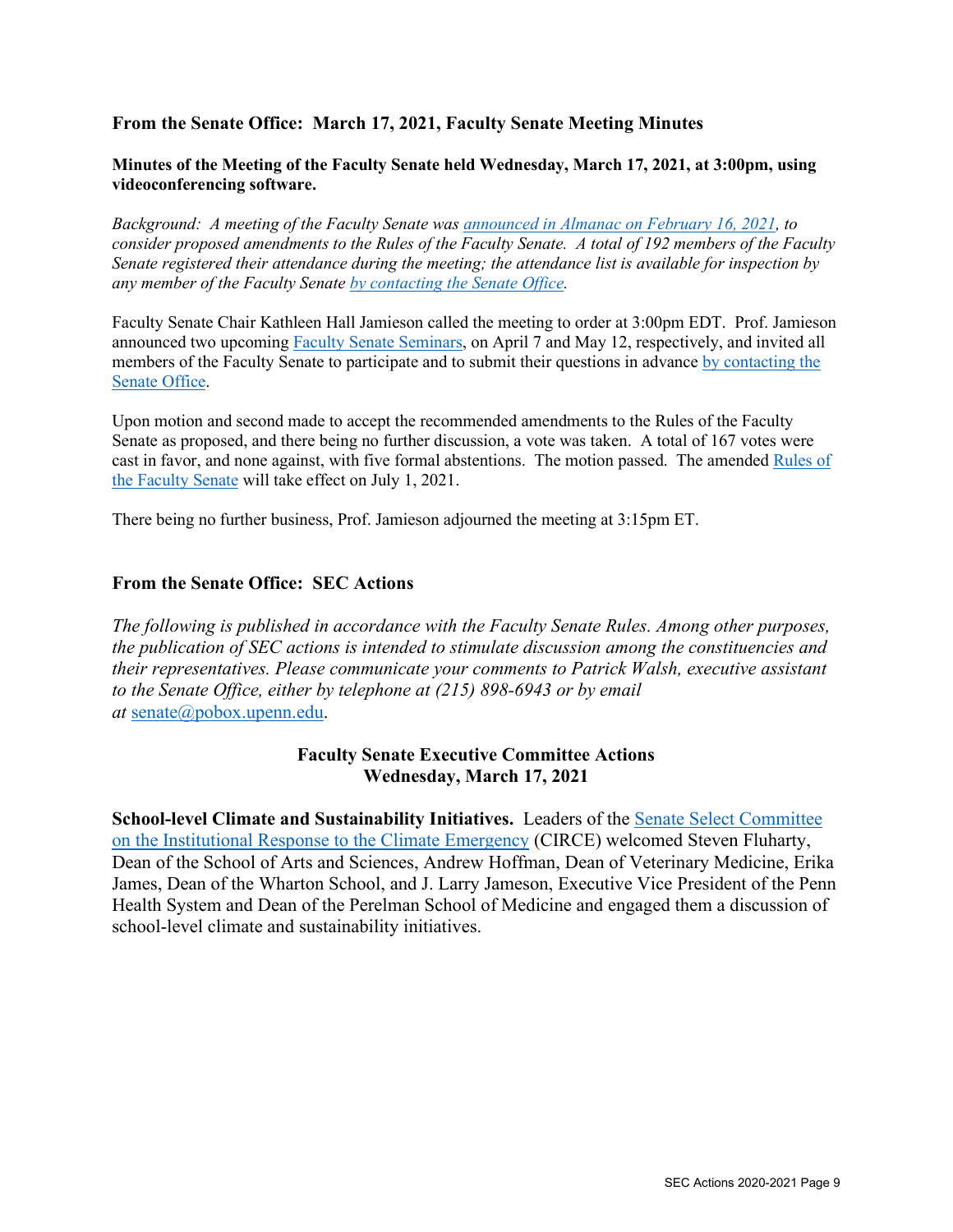### From the Senate Office: March 17, 2021, Faculty Senate Meeting Minutes

**Minutes of the Meeting of the Faculty Senate held Wednesday, March 17, 2021, at 3:00pm, using videoconferencing software.**

*Background: A meeting of the Faculty Senate was announced in Almanac on February 16, 2021, to consider proposed amendments to the Rules of the Faculty Senate. A total of 192 members of the Faculty Senate registered their attendance during the meeting; the attendance list is available for inspection by any member of the Faculty Senate by contacting the Senate Office.*

Faculty Senate Chair Kathleen Hall Jamieson called the meeting to order at 3:00pm EDT. Prof. Jamieson announced two upcoming Faculty Senate Seminars, on April 7 and May 12, respectively, and invited all members of the Faculty Senate to participate and to submit their questions in advance by contacting the Senate Office.

Upon motion and second made to accept the recommended amendments to the Rules of the Faculty Senate as proposed, and there being no further discussion, a vote was taken. A total of 167 votes were cast in favor, and none against, with five formal abstentions. The motion passed. The amended Rules of the Faculty Senate will take effect on July 1, 2021.

There being no further business, Prof. Jamieson adjourned the meeting at 3:15pm ET.

### From the Senate Office: SEC Actions

*The following is published in accordance with the Faculty Senate Rules. Among other purposes, the publication of SEC actions is intended to stimulate discussion among the constituencies and their representatives. Please communicate your comments to Patrick Walsh, executive assistant to the Senate Office, either by telephone at (215) 898-6943 or by email at* senate@pobox.upenn.edu.

**Faculty Senate Executive Committee Actions**
**Wednesday, March 17, 2021**

**School-level Climate and Sustainability Initiatives.** Leaders of the Senate Select Committee on the Institutional Response to the Climate Emergency (CIRCE) welcomed Steven Fluharty, Dean of the School of Arts and Sciences, Andrew Hoffman, Dean of Veterinary Medicine, Erika James, Dean of the Wharton School, and J. Larry Jameson, Executive Vice President of the Penn Health System and Dean of the Perelman School of Medicine and engaged them a discussion of school-level climate and sustainability initiatives.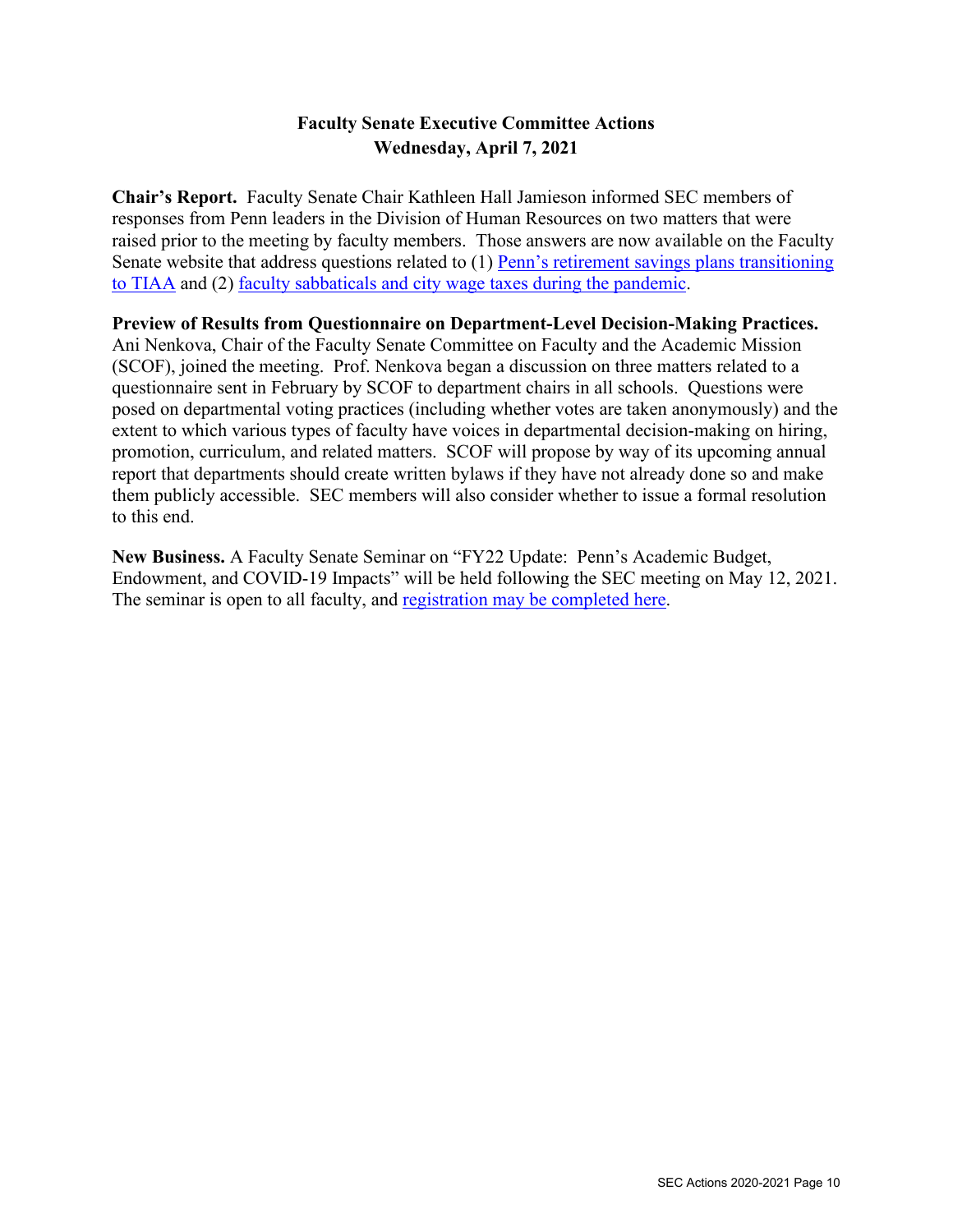# Faculty Senate Executive Committee Actions
## Wednesday, April 7, 2021

**Chair's Report.** Faculty Senate Chair Kathleen Hall Jamieson informed SEC members of responses from Penn leaders in the Division of Human Resources on two matters that were raised prior to the meeting by faculty members. Those answers are now available on the Faculty Senate website that address questions related to (1) Penn's retirement savings plans transitioning to TIAA and (2) faculty sabbaticals and city wage taxes during the pandemic.

**Preview of Results from Questionnaire on Department-Level Decision-Making Practices.** Ani Nenkova, Chair of the Faculty Senate Committee on Faculty and the Academic Mission (SCOF), joined the meeting. Prof. Nenkova began a discussion on three matters related to a questionnaire sent in February by SCOF to department chairs in all schools. Questions were posed on departmental voting practices (including whether votes are taken anonymously) and the extent to which various types of faculty have voices in departmental decision-making on hiring, promotion, curriculum, and related matters. SCOF will propose by way of its upcoming annual report that departments should create written bylaws if they have not already done so and make them publicly accessible. SEC members will also consider whether to issue a formal resolution to this end.

**New Business.** A Faculty Senate Seminar on "FY22 Update: Penn's Academic Budget, Endowment, and COVID-19 Impacts" will be held following the SEC meeting on May 12, 2021. The seminar is open to all faculty, and registration may be completed here.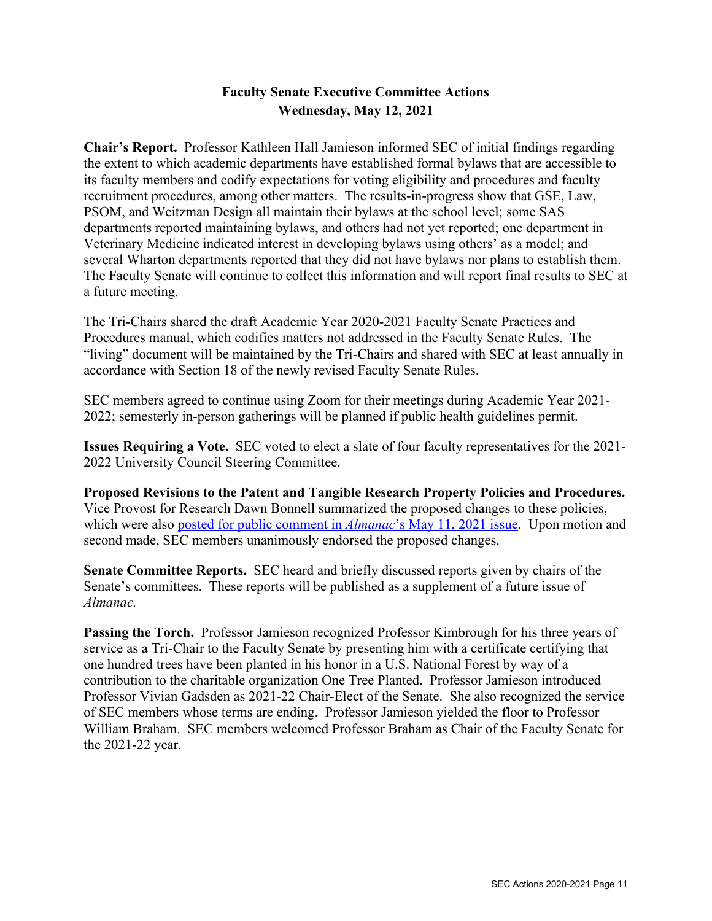**Faculty Senate Executive Committee Actions**
**Wednesday, May 12, 2021**

**Chair's Report.** Professor Kathleen Hall Jamieson informed SEC of initial findings regarding the extent to which academic departments have established formal bylaws that are accessible to its faculty members and codify expectations for voting eligibility and procedures and faculty recruitment procedures, among other matters. The results-in-progress show that GSE, Law, PSOM, and Weitzman Design all maintain their bylaws at the school level; some SAS departments reported maintaining bylaws, and others had not yet reported; one department in Veterinary Medicine indicated interest in developing bylaws using others' as a model; and several Wharton departments reported that they did not have bylaws nor plans to establish them. The Faculty Senate will continue to collect this information and will report final results to SEC at a future meeting.

The Tri-Chairs shared the draft Academic Year 2020-2021 Faculty Senate Practices and Procedures manual, which codifies matters not addressed in the Faculty Senate Rules. The "living" document will be maintained by the Tri-Chairs and shared with SEC at least annually in accordance with Section 18 of the newly revised Faculty Senate Rules.

SEC members agreed to continue using Zoom for their meetings during Academic Year 2021-2022; semesterly in-person gatherings will be planned if public health guidelines permit.

**Issues Requiring a Vote.** SEC voted to elect a slate of four faculty representatives for the 2021-2022 University Council Steering Committee.

**Proposed Revisions to the Patent and Tangible Research Property Policies and Procedures.** Vice Provost for Research Dawn Bonnell summarized the proposed changes to these policies, which were also posted for public comment in *Almanac*'s May 11, 2021 issue. Upon motion and second made, SEC members unanimously endorsed the proposed changes.

**Senate Committee Reports.** SEC heard and briefly discussed reports given by chairs of the Senate's committees. These reports will be published as a supplement of a future issue of *Almanac.*

**Passing the Torch.** Professor Jamieson recognized Professor Kimbrough for his three years of service as a Tri-Chair to the Faculty Senate by presenting him with a certificate certifying that one hundred trees have been planted in his honor in a U.S. National Forest by way of a contribution to the charitable organization One Tree Planted. Professor Jamieson introduced Professor Vivian Gadsden as 2021-22 Chair-Elect of the Senate. She also recognized the service of SEC members whose terms are ending. Professor Jamieson yielded the floor to Professor William Braham. SEC members welcomed Professor Braham as Chair of the Faculty Senate for the 2021-22 year.